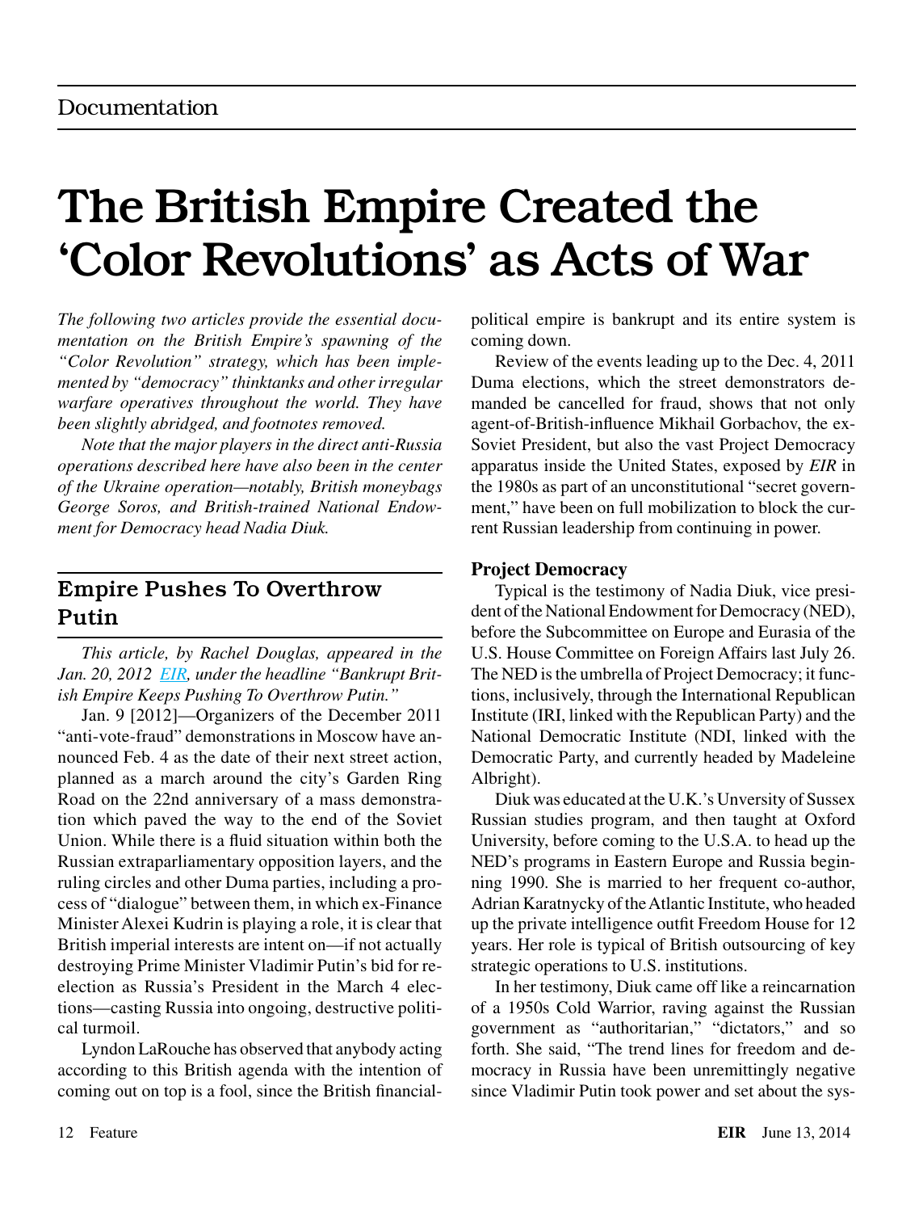Documentation

# The British Empire Created the 'Color Revolutions' as Acts of War

*The following two articles provide the essential documentation on the British Empire's spawning of the "Color Revolution" strategy, which has been implemented by "democracy" thinktanks and other irregular warfare operatives throughout the world. They have been slightly abridged, and footnotes removed.*

*Note that the major players in the direct anti-Russia operations described here have also been in the center of the Ukraine operation—notably, British moneybags George Soros, and British-trained National Endowment for Democracy head Nadia Diuk.*

## Empire Pushes To Overthrow Putin

*This article, by Rachel Douglas, appeared in the Jan. 20, 2012 EIR, under the headline "Bankrupt British Empire Keeps Pushing To Overthrow Putin."*

Jan. 9 [2012]—Organizers of the December 2011 "anti-vote-fraud" demonstrations in Moscow have announced Feb. 4 as the date of their next street action, planned as a march around the city's Garden Ring Road on the 22nd anniversary of a mass demonstration which paved the way to the end of the Soviet Union. While there is a fluid situation within both the Russian extraparliamentary opposition layers, and the ruling circles and other Duma parties, including a process of "dialogue" between them, in which ex-Finance Minister Alexei Kudrin is playing a role, it is clear that British imperial interests are intent on—if not actually destroying Prime Minister Vladimir Putin's bid for reelection as Russia's President in the March 4 elections—casting Russia into ongoing, destructive political turmoil.

Lyndon LaRouche has observed that anybody acting according to this British agenda with the intention of coming out on top is a fool, since the British financial-political empire is bankrupt and its entire system is coming down.

Review of the events leading up to the Dec. 4, 2011 Duma elections, which the street demonstrators demanded be cancelled for fraud, shows that not only agent-of-British-influence Mikhail Gorbachov, the ex-Soviet President, but also the vast Project Democracy apparatus inside the United States, exposed by *EIR* in the 1980s as part of an unconstitutional "secret government," have been on full mobilization to block the current Russian leadership from continuing in power.

### Project Democracy

Typical is the testimony of Nadia Diuk, vice president of the National Endowment for Democracy (NED), before the Subcommittee on Europe and Eurasia of the U.S. House Committee on Foreign Affairs last July 26. The NED is the umbrella of Project Democracy; it functions, inclusively, through the International Republican Institute (IRI, linked with the Republican Party) and the National Democratic Institute (NDI, linked with the Democratic Party, and currently headed by Madeleine Albright).

Diuk was educated at the U.K.'s Unversity of Sussex Russian studies program, and then taught at Oxford University, before coming to the U.S.A. to head up the NED's programs in Eastern Europe and Russia beginning 1990. She is married to her frequent co-author, Adrian Karatnycky of the Atlantic Institute, who headed up the private intelligence outfit Freedom House for 12 years. Her role is typical of British outsourcing of key strategic operations to U.S. institutions.

In her testimony, Diuk came off like a reincarnation of a 1950s Cold Warrior, raving against the Russian government as "authoritarian," "dictators," and so forth. She said, "The trend lines for freedom and democracy in Russia have been unremittingly negative since Vladimir Putin took power and set about the sys-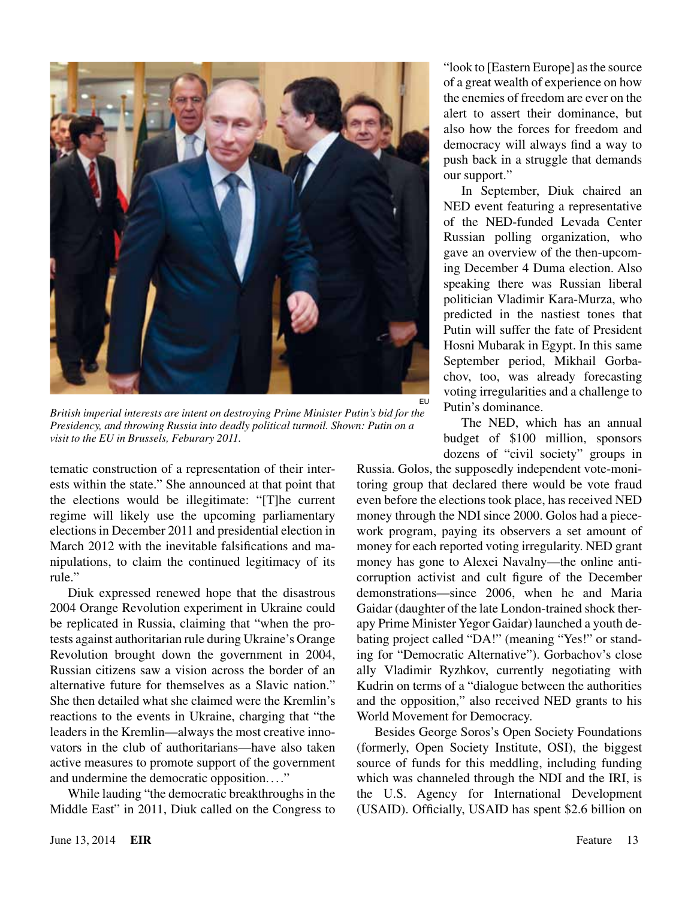*British imperial interests are intent on destroying Prime Minister Putin's bid for the Presidency, and throwing Russia into deadly political turmoil. Shown: Putin on a visit to the EU in Brussels, Feburary 2011.*

tematic construction of a representation of their interests within the state." She announced at that point that the elections would be illegitimate: "[T]he current regime will likely use the upcoming parliamentary elections in December 2011 and presidential election in March 2012 with the inevitable falsifications and manipulations, to claim the continued legitimacy of its rule."

Diuk expressed renewed hope that the disastrous 2004 Orange Revolution experiment in Ukraine could be replicated in Russia, claiming that "when the protests against authoritarian rule during Ukraine's Orange Revolution brought down the government in 2004, Russian citizens saw a vision across the border of an alternative future for themselves as a Slavic nation." She then detailed what she claimed were the Kremlin's reactions to the events in Ukraine, charging that "the leaders in the Kremlin—always the most creative innovators in the club of authoritarians—have also taken active measures to promote support of the government and undermine the democratic opposition. . . ."

While lauding "the democratic breakthroughs in the Middle East" in 2011, Diuk called on the Congress to "look to [Eastern Europe] as the source of a great wealth of experience on how the enemies of freedom are ever on the alert to assert their dominance, but also how the forces for freedom and democracy will always find a way to push back in a struggle that demands our support."

In September, Diuk chaired an NED event featuring a representative of the NED-funded Levada Center Russian polling organization, who gave an overview of the then-upcoming December 4 Duma election. Also speaking there was Russian liberal politician Vladimir Kara-Murza, who predicted in the nastiest tones that Putin will suffer the fate of President Hosni Mubarak in Egypt. In this same September period, Mikhail Gorbachov, too, was already forecasting voting irregularities and a challenge to Putin's dominance.

The NED, which has an annual budget of $100 million, sponsors dozens of "civil society" groups in Russia. Golos, the supposedly independent vote-monitoring group that declared there would be vote fraud even before the elections took place, has received NED money through the NDI since 2000. Golos had a piecework program, paying its observers a set amount of money for each reported voting irregularity. NED grant money has gone to Alexei Navalny—the online anti-corruption activist and cult figure of the December demonstrations—since 2006, when he and Maria Gaidar (daughter of the late London-trained shock therapy Prime Minister Yegor Gaidar) launched a youth debating project called "DA!" (meaning "Yes!" or standing for "Democratic Alternative"). Gorbachov's close ally Vladimir Ryzhkov, currently negotiating with Kudrin on terms of a "dialogue between the authorities and the opposition," also received NED grants to his World Movement for Democracy.

Besides George Soros's Open Society Foundations (formerly, Open Society Institute, OSI), the biggest source of funds for this meddling, including funding which was channeled through the NDI and the IRI, is the U.S. Agency for International Development (USAID). Officially, USAID has spent $2.6 billion on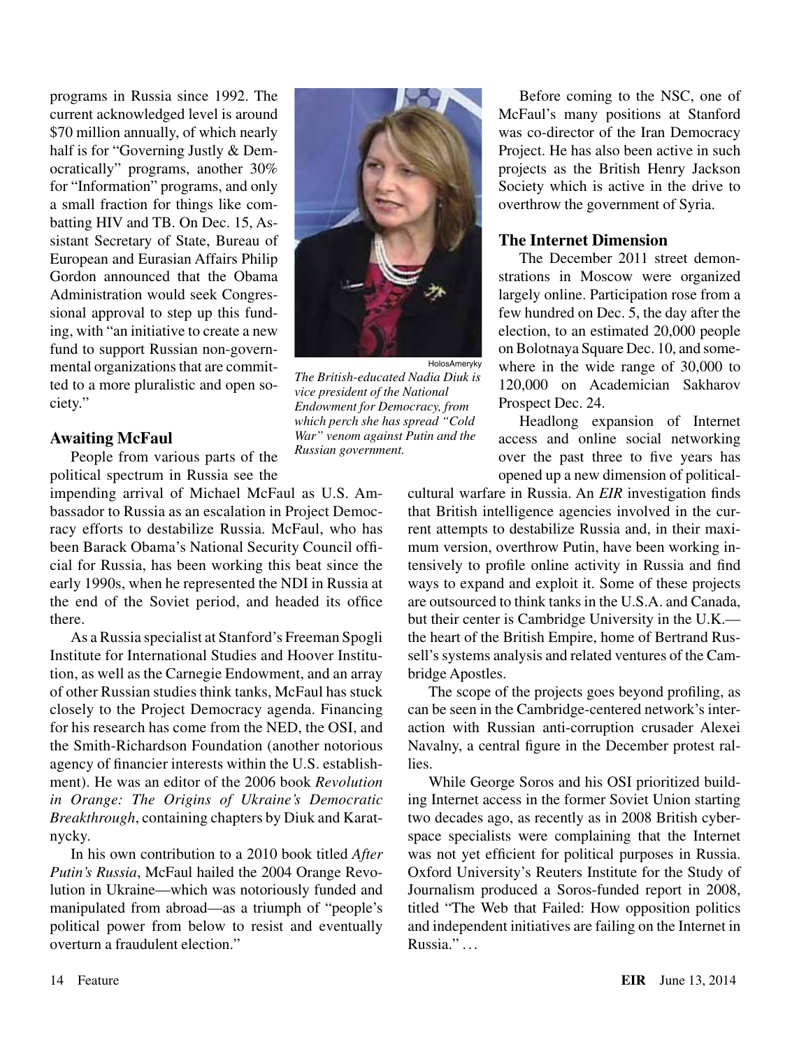programs in Russia since 1992. The current acknowledged level is around $70 million annually, of which nearly half is for "Governing Justly & Democratically" programs, another 30% for "Information" programs, and only a small fraction for things like combatting HIV and TB. On Dec. 15, Assistant Secretary of State, Bureau of European and Eurasian Affairs Philip Gordon announced that the Obama Administration would seek Congressional approval to step up this funding, with "an initiative to create a new fund to support Russian non-governmental organizations that are committed to a more pluralistic and open society."

HolosAmeryky

*The British-educated Nadia Diuk is vice president of the National Endowment for Democracy, from which perch she has spread "Cold War" venom against Putin and the Russian government.*

## Awaiting McFaul

People from various parts of the political spectrum in Russia see the impending arrival of Michael McFaul as U.S. Ambassador to Russia as an escalation in Project Democracy efforts to destabilize Russia. McFaul, who has been Barack Obama's National Security Council official for Russia, has been working this beat since the early 1990s, when he represented the NDI in Russia at the end of the Soviet period, and headed its office there.

As a Russia specialist at Stanford's Freeman Spogli Institute for International Studies and Hoover Institution, as well as the Carnegie Endowment, and an array of other Russian studies think tanks, McFaul has stuck closely to the Project Democracy agenda. Financing for his research has come from the NED, the OSI, and the Smith-Richardson Foundation (another notorious agency of financier interests within the U.S. establishment). He was an editor of the 2006 book *Revolution in Orange: The Origins of Ukraine's Democratic Breakthrough*, containing chapters by Diuk and Karatnycky.

In his own contribution to a 2010 book titled *After Putin's Russia*, McFaul hailed the 2004 Orange Revolution in Ukraine—which was notoriously funded and manipulated from abroad—as a triumph of "people's political power from below to resist and eventually overturn a fraudulent election."

Before coming to the NSC, one of McFaul's many positions at Stanford was co-director of the Iran Democracy Project. He has also been active in such projects as the British Henry Jackson Society which is active in the drive to overthrow the government of Syria.

## The Internet Dimension

The December 2011 street demonstrations in Moscow were organized largely online. Participation rose from a few hundred on Dec. 5, the day after the election, to an estimated 20,000 people on Bolotnaya Square Dec. 10, and somewhere in the wide range of 30,000 to 120,000 on Academician Sakharov Prospect Dec. 24.

Headlong expansion of Internet access and online social networking over the past three to five years has opened up a new dimension of political-cultural warfare in Russia. An *EIR* investigation finds that British intelligence agencies involved in the current attempts to destabilize Russia and, in their maximum version, overthrow Putin, have been working intensively to profile online activity in Russia and find ways to expand and exploit it. Some of these projects are outsourced to think tanks in the U.S.A. and Canada, but their center is Cambridge University in the U.K.—the heart of the British Empire, home of Bertrand Russell's systems analysis and related ventures of the Cambridge Apostles.

The scope of the projects goes beyond profiling, as can be seen in the Cambridge-centered network's interaction with Russian anti-corruption crusader Alexei Navalny, a central figure in the December protest rallies.

While George Soros and his OSI prioritized building Internet access in the former Soviet Union starting two decades ago, as recently as in 2008 British cyberspace specialists were complaining that the Internet was not yet efficient for political purposes in Russia. Oxford University's Reuters Institute for the Study of Journalism produced a Soros-funded report in 2008, titled "The Web that Failed: How opposition politics and independent initiatives are failing on the Internet in Russia." . . .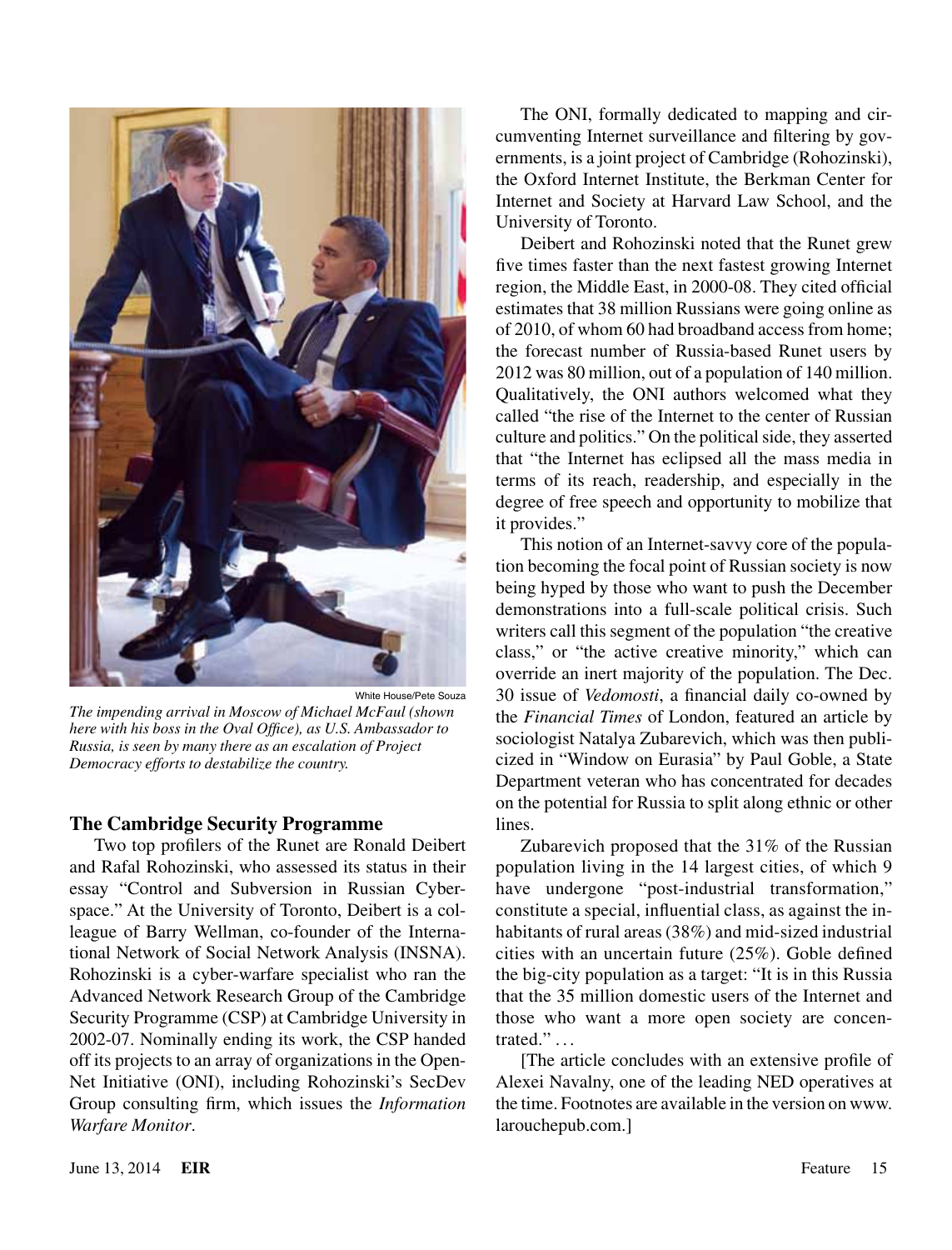White House/Pete Souza

*The impending arrival in Moscow of Michael McFaul (shown here with his boss in the Oval Office), as U.S. Ambassador to Russia, is seen by many there as an escalation of Project Democracy efforts to destabilize the country.*

### The Cambridge Security Programme

Two top profilers of the Runet are Ronald Deibert and Rafal Rohozinski, who assessed its status in their essay "Control and Subversion in Russian Cyberspace." At the University of Toronto, Deibert is a colleague of Barry Wellman, co-founder of the International Network of Social Network Analysis (INSNA). Rohozinski is a cyber-warfare specialist who ran the Advanced Network Research Group of the Cambridge Security Programme (CSP) at Cambridge University in 2002-07. Nominally ending its work, the CSP handed off its projects to an array of organizations in the OpenNet Initiative (ONI), including Rohozinski's SecDev Group consulting firm, which issues the *Information Warfare Monitor*.

The ONI, formally dedicated to mapping and circumventing Internet surveillance and filtering by governments, is a joint project of Cambridge (Rohozinski), the Oxford Internet Institute, the Berkman Center for Internet and Society at Harvard Law School, and the University of Toronto.

Deibert and Rohozinski noted that the Runet grew five times faster than the next fastest growing Internet region, the Middle East, in 2000-08. They cited official estimates that 38 million Russians were going online as of 2010, of whom 60 had broadband access from home; the forecast number of Russia-based Runet users by 2012 was 80 million, out of a population of 140 million. Qualitatively, the ONI authors welcomed what they called "the rise of the Internet to the center of Russian culture and politics." On the political side, they asserted that "the Internet has eclipsed all the mass media in terms of its reach, readership, and especially in the degree of free speech and opportunity to mobilize that it provides."

This notion of an Internet-savvy core of the population becoming the focal point of Russian society is now being hyped by those who want to push the December demonstrations into a full-scale political crisis. Such writers call this segment of the population "the creative class," or "the active creative minority," which can override an inert majority of the population. The Dec. 30 issue of *Vedomosti*, a financial daily co-owned by the *Financial Times* of London, featured an article by sociologist Natalya Zubarevich, which was then publicized in "Window on Eurasia" by Paul Goble, a State Department veteran who has concentrated for decades on the potential for Russia to split along ethnic or other lines.

Zubarevich proposed that the 31% of the Russian population living in the 14 largest cities, of which 9 have undergone "post-industrial transformation," constitute a special, influential class, as against the inhabitants of rural areas (38%) and mid-sized industrial cities with an uncertain future (25%). Goble defined the big-city population as a target: "It is in this Russia that the 35 million domestic users of the Internet and those who want a more open society are concentrated." . . .

[The article concludes with an extensive profile of Alexei Navalny, one of the leading NED operatives at the time. Footnotes are available in the version on www.larouchepub.com.]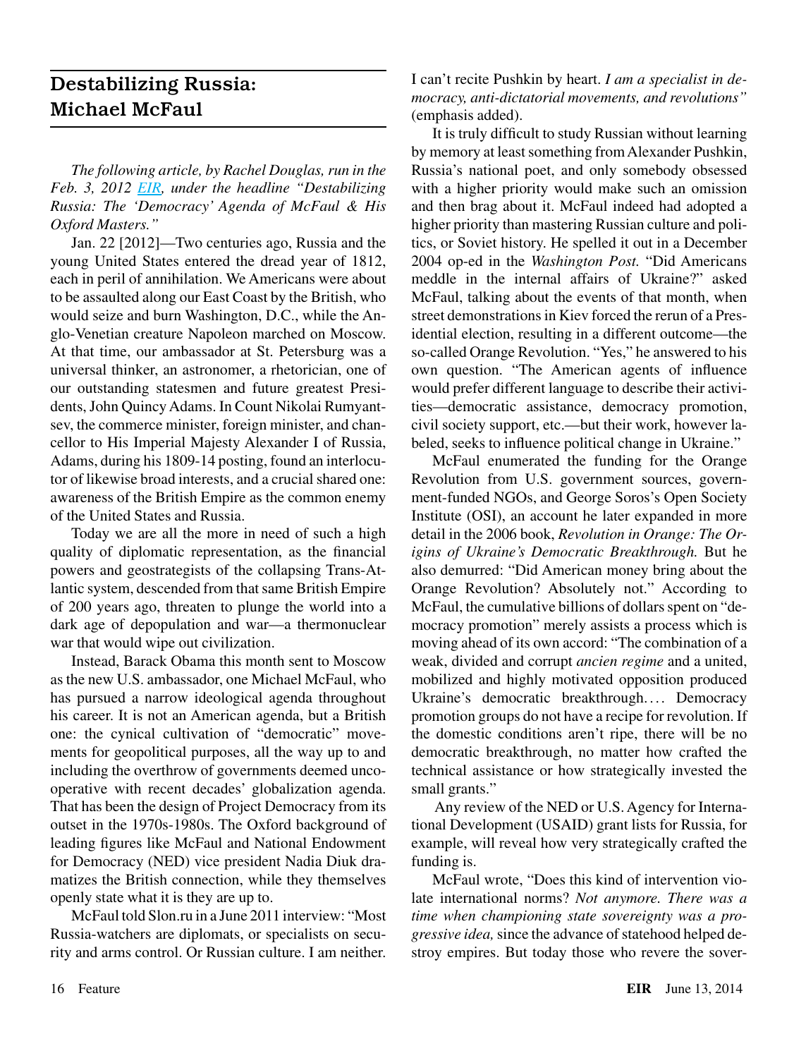## Destabilizing Russia: Michael McFaul

*The following article, by Rachel Douglas, run in the Feb. 3, 2012 EIR, under the headline "Destabilizing Russia: The 'Democracy' Agenda of McFaul & His Oxford Masters."*

Jan. 22 [2012]—Two centuries ago, Russia and the young United States entered the dread year of 1812, each in peril of annihilation. We Americans were about to be assaulted along our East Coast by the British, who would seize and burn Washington, D.C., while the Anglo-Venetian creature Napoleon marched on Moscow. At that time, our ambassador at St. Petersburg was a universal thinker, an astronomer, a rhetorician, one of our outstanding statesmen and future greatest Presidents, John Quincy Adams. In Count Nikolai Rumyantsev, the commerce minister, foreign minister, and chancellor to His Imperial Majesty Alexander I of Russia, Adams, during his 1809-14 posting, found an interlocutor of likewise broad interests, and a crucial shared one: awareness of the British Empire as the common enemy of the United States and Russia.

Today we are all the more in need of such a high quality of diplomatic representation, as the financial powers and geostrategists of the collapsing Trans-Atlantic system, descended from that same British Empire of 200 years ago, threaten to plunge the world into a dark age of depopulation and war—a thermonuclear war that would wipe out civilization.

Instead, Barack Obama this month sent to Moscow as the new U.S. ambassador, one Michael McFaul, who has pursued a narrow ideological agenda throughout his career. It is not an American agenda, but a British one: the cynical cultivation of "democratic" movements for geopolitical purposes, all the way up to and including the overthrow of governments deemed uncooperative with recent decades' globalization agenda. That has been the design of Project Democracy from its outset in the 1970s-1980s. The Oxford background of leading figures like McFaul and National Endowment for Democracy (NED) vice president Nadia Diuk dramatizes the British connection, while they themselves openly state what it is they are up to.

McFaul told Slon.ru in a June 2011 interview: "Most Russia-watchers are diplomats, or specialists on security and arms control. Or Russian culture. I am neither. I can't recite Pushkin by heart. *I am a specialist in democracy, anti-dictatorial movements, and revolutions"* (emphasis added).

It is truly difficult to study Russian without learning by memory at least something from Alexander Pushkin, Russia's national poet, and only somebody obsessed with a higher priority would make such an omission and then brag about it. McFaul indeed had adopted a higher priority than mastering Russian culture and politics, or Soviet history. He spelled it out in a December 2004 op-ed in the *Washington Post.* "Did Americans meddle in the internal affairs of Ukraine?" asked McFaul, talking about the events of that month, when street demonstrations in Kiev forced the rerun of a Presidential election, resulting in a different outcome—the so-called Orange Revolution. "Yes," he answered to his own question. "The American agents of influence would prefer different language to describe their activities—democratic assistance, democracy promotion, civil society support, etc.—but their work, however labeled, seeks to influence political change in Ukraine."

McFaul enumerated the funding for the Orange Revolution from U.S. government sources, government-funded NGOs, and George Soros's Open Society Institute (OSI), an account he later expanded in more detail in the 2006 book, *Revolution in Orange: The Origins of Ukraine's Democratic Breakthrough.* But he also demurred: "Did American money bring about the Orange Revolution? Absolutely not." According to McFaul, the cumulative billions of dollars spent on "democracy promotion" merely assists a process which is moving ahead of its own accord: "The combination of a weak, divided and corrupt *ancien regime* and a united, mobilized and highly motivated opposition produced Ukraine's democratic breakthrough.... Democracy promotion groups do not have a recipe for revolution. If the domestic conditions aren't ripe, there will be no democratic breakthrough, no matter how crafted the technical assistance or how strategically invested the small grants."

Any review of the NED or U.S. Agency for International Development (USAID) grant lists for Russia, for example, will reveal how very strategically crafted the funding is.

McFaul wrote, "Does this kind of intervention violate international norms? *Not anymore. There was a time when championing state sovereignty was a progressive idea,* since the advance of statehood helped destroy empires. But today those who revere the sover-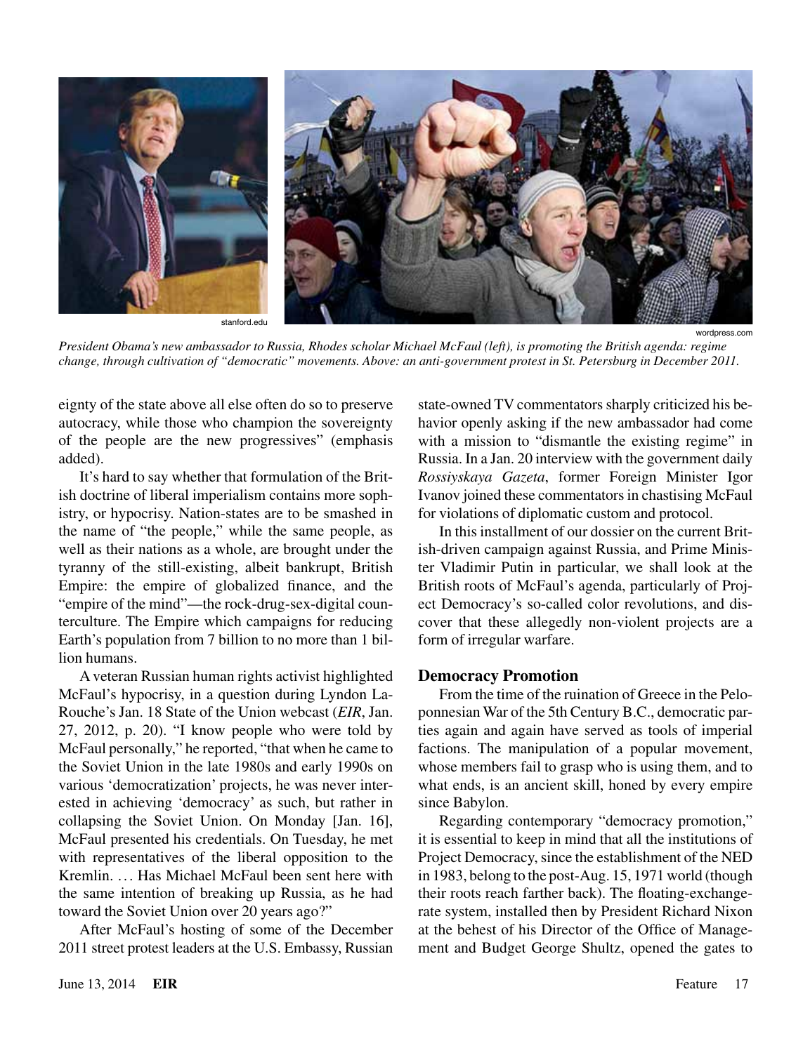stanford.edu

wordpress.com

*President Obama's new ambassador to Russia, Rhodes scholar Michael McFaul (left), is promoting the British agenda: regime change, through cultivation of "democratic" movements. Above: an anti-government protest in St. Petersburg in December 2011.*

eignty of the state above all else often do so to preserve autocracy, while those who champion the sovereignty of the people are the new progressives" (emphasis added).

It's hard to say whether that formulation of the British doctrine of liberal imperialism contains more sophistry, or hypocrisy. Nation-states are to be smashed in the name of "the people," while the same people, as well as their nations as a whole, are brought under the tyranny of the still-existing, albeit bankrupt, British Empire: the empire of globalized finance, and the "empire of the mind"—the rock-drug-sex-digital counterculture. The Empire which campaigns for reducing Earth's population from 7 billion to no more than 1 billion humans.

A veteran Russian human rights activist highlighted McFaul's hypocrisy, in a question during Lyndon LaRouche's Jan. 18 State of the Union webcast (*EIR*, Jan. 27, 2012, p. 20). "I know people who were told by McFaul personally," he reported, "that when he came to the Soviet Union in the late 1980s and early 1990s on various 'democratization' projects, he was never interested in achieving 'democracy' as such, but rather in collapsing the Soviet Union. On Monday [Jan. 16], McFaul presented his credentials. On Tuesday, he met with representatives of the liberal opposition to the Kremlin. . . . Has Michael McFaul been sent here with the same intention of breaking up Russia, as he had toward the Soviet Union over 20 years ago?"

After McFaul's hosting of some of the December 2011 street protest leaders at the U.S. Embassy, Russian state-owned TV commentators sharply criticized his behavior openly asking if the new ambassador had come with a mission to "dismantle the existing regime" in Russia. In a Jan. 20 interview with the government daily *Rossiyskaya Gazeta*, former Foreign Minister Igor Ivanov joined these commentators in chastising McFaul for violations of diplomatic custom and protocol.

In this installment of our dossier on the current British-driven campaign against Russia, and Prime Minister Vladimir Putin in particular, we shall look at the British roots of McFaul's agenda, particularly of Project Democracy's so-called color revolutions, and discover that these allegedly non-violent projects are a form of irregular warfare.

### Democracy Promotion

From the time of the ruination of Greece in the Peloponnesian War of the 5th Century B.C., democratic parties again and again have served as tools of imperial factions. The manipulation of a popular movement, whose members fail to grasp who is using them, and to what ends, is an ancient skill, honed by every empire since Babylon.

Regarding contemporary "democracy promotion," it is essential to keep in mind that all the institutions of Project Democracy, since the establishment of the NED in 1983, belong to the post-Aug. 15, 1971 world (though their roots reach farther back). The floating-exchange-rate system, installed then by President Richard Nixon at the behest of his Director of the Office of Management and Budget George Shultz, opened the gates to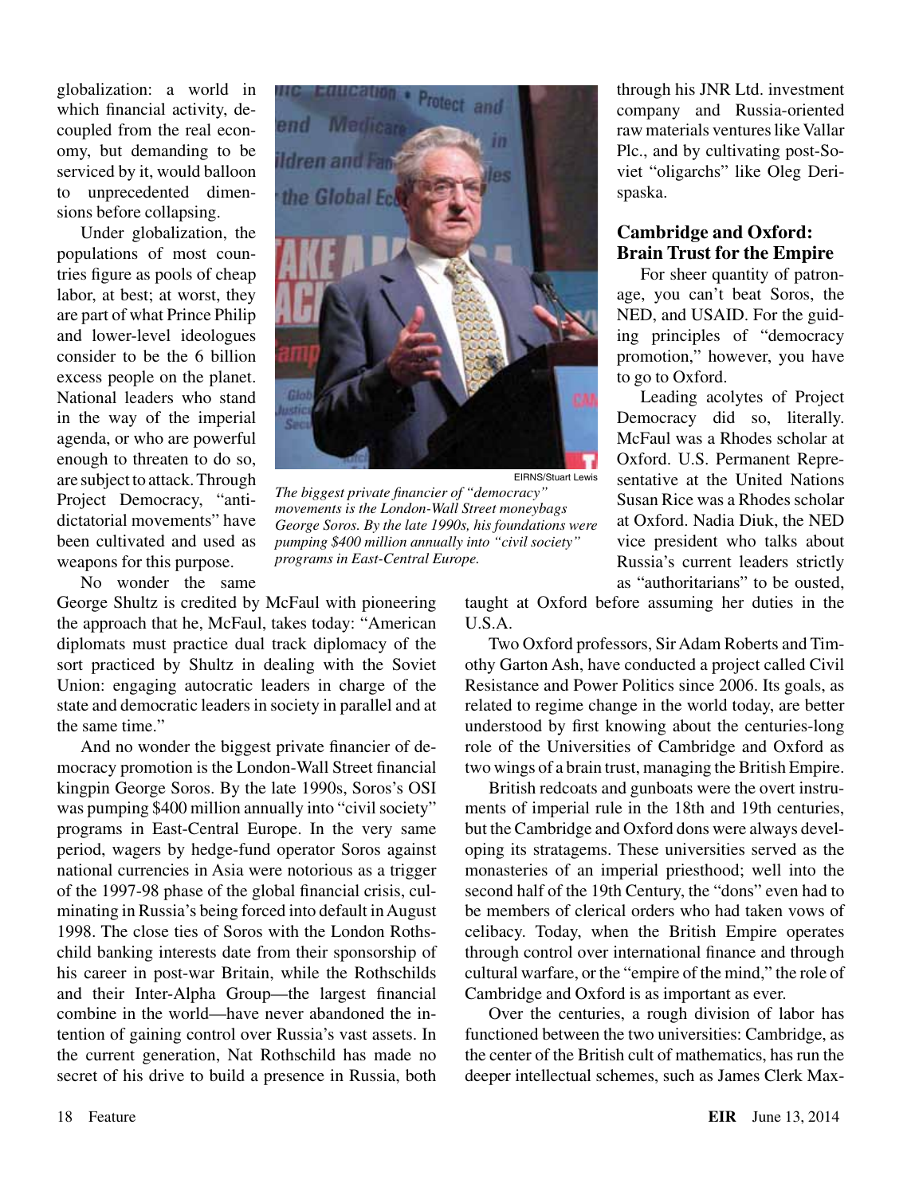globalization: a world in which financial activity, decoupled from the real economy, but demanding to be serviced by it, would balloon to unprecedented dimensions before collapsing.

Under globalization, the populations of most countries figure as pools of cheap labor, at best; at worst, they are part of what Prince Philip and lower-level ideologues consider to be the 6 billion excess people on the planet. National leaders who stand in the way of the imperial agenda, or who are powerful enough to threaten to do so, are subject to attack. Through Project Democracy, "anti-dictatorial movements" have been cultivated and used as weapons for this purpose.

No wonder the same George Shultz is credited by McFaul with pioneering the approach that he, McFaul, takes today: "American diplomats must practice dual track diplomacy of the sort practiced by Shultz in dealing with the Soviet Union: engaging autocratic leaders in charge of the state and democratic leaders in society in parallel and at the same time."

And no wonder the biggest private financier of democracy promotion is the London-Wall Street financial kingpin George Soros. By the late 1990s, Soros's OSI was pumping $400 million annually into "civil society" programs in East-Central Europe. In the very same period, wagers by hedge-fund operator Soros against national currencies in Asia were notorious as a trigger of the 1997-98 phase of the global financial crisis, culminating in Russia's being forced into default in August 1998. The close ties of Soros with the London Rothschild banking interests date from their sponsorship of his career in post-war Britain, while the Rothschilds and their Inter-Alpha Group—the largest financial combine in the world—have never abandoned the intention of gaining control over Russia's vast assets. In the current generation, Nat Rothschild has made no secret of his drive to build a presence in Russia, both through his JNR Ltd. investment company and Russia-oriented raw materials ventures like Vallar Plc., and by cultivating post-Soviet "oligarchs" like Oleg Deripaska.

EIRNS/Stuart Lewis

*The biggest private financier of "democracy" movements is the London-Wall Street moneybags George Soros. By the late 1990s, his foundations were pumping $400 million annually into "civil society" programs in East-Central Europe.*

## Cambridge and Oxford: Brain Trust for the Empire

For sheer quantity of patronage, you can't beat Soros, the NED, and USAID. For the guiding principles of "democracy promotion," however, you have to go to Oxford.

Leading acolytes of Project Democracy did so, literally. McFaul was a Rhodes scholar at Oxford. U.S. Permanent Representative at the United Nations Susan Rice was a Rhodes scholar at Oxford. Nadia Diuk, the NED vice president who talks about Russia's current leaders strictly as "authoritarians" to be ousted, taught at Oxford before assuming her duties in the U.S.A.

Two Oxford professors, Sir Adam Roberts and Timothy Garton Ash, have conducted a project called Civil Resistance and Power Politics since 2006. Its goals, as related to regime change in the world today, are better understood by first knowing about the centuries-long role of the Universities of Cambridge and Oxford as two wings of a brain trust, managing the British Empire.

British redcoats and gunboats were the overt instruments of imperial rule in the 18th and 19th centuries, but the Cambridge and Oxford dons were always developing its stratagems. These universities served as the monasteries of an imperial priesthood; well into the second half of the 19th Century, the "dons" even had to be members of clerical orders who had taken vows of celibacy. Today, when the British Empire operates through control over international finance and through cultural warfare, or the "empire of the mind," the role of Cambridge and Oxford is as important as ever.

Over the centuries, a rough division of labor has functioned between the two universities: Cambridge, as the center of the British cult of mathematics, has run the deeper intellectual schemes, such as James Clerk Max-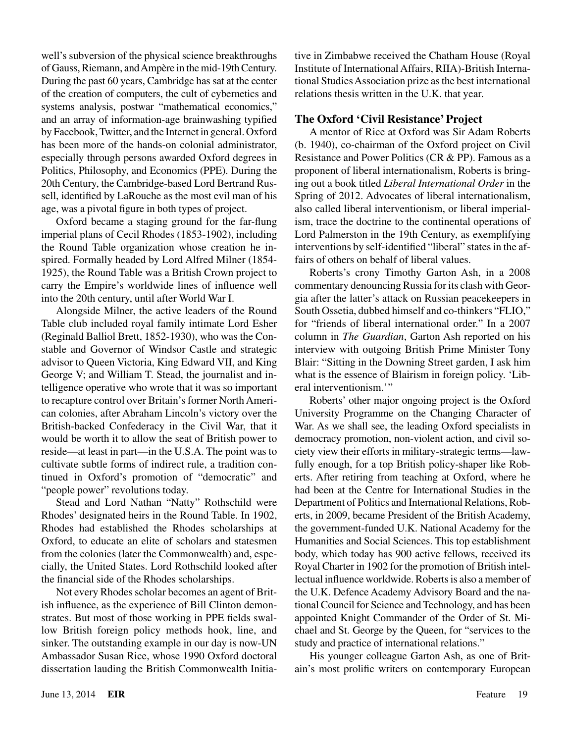well's subversion of the physical science breakthroughs of Gauss, Riemann, and Ampère in the mid-19th Century. During the past 60 years, Cambridge has sat at the center of the creation of computers, the cult of cybernetics and systems analysis, postwar "mathematical economics," and an array of information-age brainwashing typified by Facebook, Twitter, and the Internet in general. Oxford has been more of the hands-on colonial administrator, especially through persons awarded Oxford degrees in Politics, Philosophy, and Economics (PPE). During the 20th Century, the Cambridge-based Lord Bertrand Russell, identified by LaRouche as the most evil man of his age, was a pivotal figure in both types of project.

Oxford became a staging ground for the far-flung imperial plans of Cecil Rhodes (1853-1902), including the Round Table organization whose creation he inspired. Formally headed by Lord Alfred Milner (1854-1925), the Round Table was a British Crown project to carry the Empire's worldwide lines of influence well into the 20th century, until after World War I.

Alongside Milner, the active leaders of the Round Table club included royal family intimate Lord Esher (Reginald Balliol Brett, 1852-1930), who was the Constable and Governor of Windsor Castle and strategic advisor to Queen Victoria, King Edward VII, and King George V; and William T. Stead, the journalist and intelligence operative who wrote that it was so important to recapture control over Britain's former North American colonies, after Abraham Lincoln's victory over the British-backed Confederacy in the Civil War, that it would be worth it to allow the seat of British power to reside—at least in part—in the U.S.A. The point was to cultivate subtle forms of indirect rule, a tradition continued in Oxford's promotion of "democratic" and "people power" revolutions today.

Stead and Lord Nathan "Natty" Rothschild were Rhodes' designated heirs in the Round Table. In 1902, Rhodes had established the Rhodes scholarships at Oxford, to educate an elite of scholars and statesmen from the colonies (later the Commonwealth) and, especially, the United States. Lord Rothschild looked after the financial side of the Rhodes scholarships.

Not every Rhodes scholar becomes an agent of British influence, as the experience of Bill Clinton demonstrates. But most of those working in PPE fields swallow British foreign policy methods hook, line, and sinker. The outstanding example in our day is now-UN Ambassador Susan Rice, whose 1990 Oxford doctoral dissertation lauding the British Commonwealth Initiative in Zimbabwe received the Chatham House (Royal Institute of International Affairs, RIIA)-British International Studies Association prize as the best international relations thesis written in the U.K. that year.

### The Oxford 'Civil Resistance' Project

A mentor of Rice at Oxford was Sir Adam Roberts (b. 1940), co-chairman of the Oxford project on Civil Resistance and Power Politics (CR & PP). Famous as a proponent of liberal internationalism, Roberts is bringing out a book titled *Liberal International Order* in the Spring of 2012. Advocates of liberal internationalism, also called liberal interventionism, or liberal imperialism, trace the doctrine to the continental operations of Lord Palmerston in the 19th Century, as exemplifying interventions by self-identified "liberal" states in the affairs of others on behalf of liberal values.

Roberts's crony Timothy Garton Ash, in a 2008 commentary denouncing Russia for its clash with Georgia after the latter's attack on Russian peacekeepers in South Ossetia, dubbed himself and co-thinkers "FLIO," for "friends of liberal international order." In a 2007 column in *The Guardian*, Garton Ash reported on his interview with outgoing British Prime Minister Tony Blair: "Sitting in the Downing Street garden, I ask him what is the essence of Blairism in foreign policy. 'Liberal interventionism.'"

Roberts' other major ongoing project is the Oxford University Programme on the Changing Character of War. As we shall see, the leading Oxford specialists in democracy promotion, non-violent action, and civil society view their efforts in military-strategic terms—lawfully enough, for a top British policy-shaper like Roberts. After retiring from teaching at Oxford, where he had been at the Centre for International Studies in the Department of Politics and International Relations, Roberts, in 2009, became President of the British Academy, the government-funded U.K. National Academy for the Humanities and Social Sciences. This top establishment body, which today has 900 active fellows, received its Royal Charter in 1902 for the promotion of British intellectual influence worldwide. Roberts is also a member of the U.K. Defence Academy Advisory Board and the national Council for Science and Technology, and has been appointed Knight Commander of the Order of St. Michael and St. George by the Queen, for "services to the study and practice of international relations."

His younger colleague Garton Ash, as one of Britain's most prolific writers on contemporary European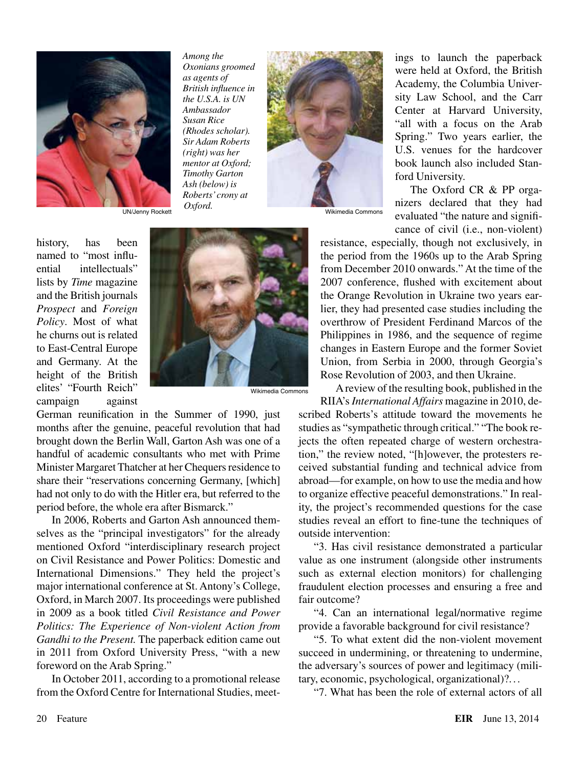*Among the Oxonians groomed as agents of British influence in the U.S.A. is UN Ambassador Susan Rice (Rhodes scholar). Sir Adam Roberts (right) was her mentor at Oxford; Timothy Garton Ash (below) is Roberts' crony at Oxford.*

UN/Jenny Rockett

Wikimedia Commons

history, has been named to "most influential intellectuals" lists by *Time* magazine and the British journals *Prospect* and *Foreign Policy*. Most of what he churns out is related to East-Central Europe and Germany. At the height of the British elites' "Fourth Reich" campaign against German reunification in the Summer of 1990, just months after the genuine, peaceful revolution that had brought down the Berlin Wall, Garton Ash was one of a handful of academic consultants who met with Prime Minister Margaret Thatcher at her Chequers residence to share their "reservations concerning Germany, [which] had not only to do with the Hitler era, but referred to the period before, the whole era after Bismarck."

Wikimedia Commons

In 2006, Roberts and Garton Ash announced themselves as the "principal investigators" for the already mentioned Oxford "interdisciplinary research project on Civil Resistance and Power Politics: Domestic and International Dimensions." They held the project's major international conference at St. Antony's College, Oxford, in March 2007. Its proceedings were published in 2009 as a book titled *Civil Resistance and Power Politics: The Experience of Non-violent Action from Gandhi to the Present.* The paperback edition came out in 2011 from Oxford University Press, "with a new foreword on the Arab Spring."

In October 2011, according to a promotional release from the Oxford Centre for International Studies, meetings to launch the paperback were held at Oxford, the British Academy, the Columbia University Law School, and the Carr Center at Harvard University, "all with a focus on the Arab Spring." Two years earlier, the U.S. venues for the hardcover book launch also included Stanford University.

The Oxford CR & PP organizers declared that they had evaluated "the nature and significance of civil (i.e., non-violent) resistance, especially, though not exclusively, in the period from the 1960s up to the Arab Spring from December 2010 onwards." At the time of the 2007 conference, flushed with excitement about the Orange Revolution in Ukraine two years earlier, they had presented case studies including the overthrow of President Ferdinand Marcos of the Philippines in 1986, and the sequence of regime changes in Eastern Europe and the former Soviet Union, from Serbia in 2000, through Georgia's Rose Revolution of 2003, and then Ukraine.

A review of the resulting book, published in the RIIA's *International Affairs* magazine in 2010, described Roberts's attitude toward the movements he studies as "sympathetic through critical." "The book rejects the often repeated charge of western orchestration," the review noted, "[h]owever, the protesters received substantial funding and technical advice from abroad—for example, on how to use the media and how to organize effective peaceful demonstrations." In reality, the project's recommended questions for the case studies reveal an effort to fine-tune the techniques of outside intervention:

"3. Has civil resistance demonstrated a particular value as one instrument (alongside other instruments such as external election monitors) for challenging fraudulent election processes and ensuring a free and fair outcome?

"4. Can an international legal/normative regime provide a favorable background for civil resistance?

"5. To what extent did the non-violent movement succeed in undermining, or threatening to undermine, the adversary's sources of power and legitimacy (military, economic, psychological, organizational)?...

"7. What has been the role of external actors of all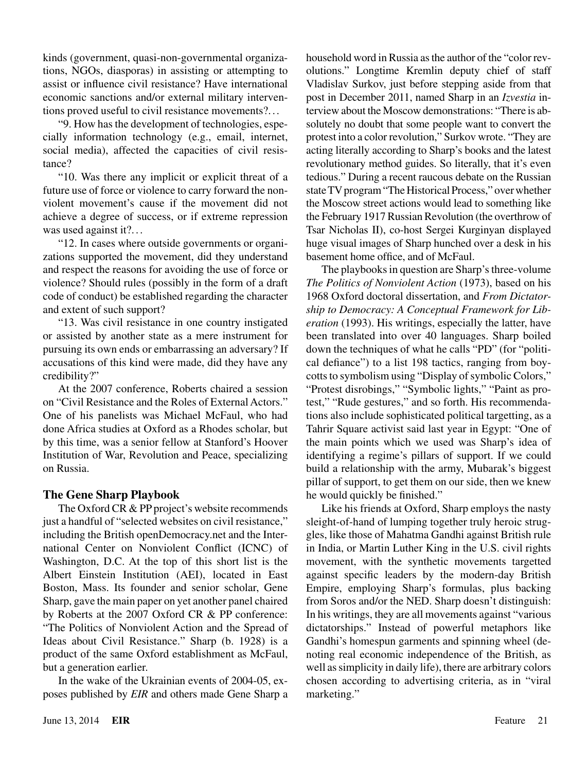kinds (government, quasi-non-governmental organizations, NGOs, diasporas) in assisting or attempting to assist or influence civil resistance? Have international economic sanctions and/or external military interventions proved useful to civil resistance movements?. . .

"9. How has the development of technologies, especially information technology (e.g., email, internet, social media), affected the capacities of civil resistance?

"10. Was there any implicit or explicit threat of a future use of force or violence to carry forward the nonviolent movement's cause if the movement did not achieve a degree of success, or if extreme repression was used against it?. . .

"12. In cases where outside governments or organizations supported the movement, did they understand and respect the reasons for avoiding the use of force or violence? Should rules (possibly in the form of a draft code of conduct) be established regarding the character and extent of such support?

"13. Was civil resistance in one country instigated or assisted by another state as a mere instrument for pursuing its own ends or embarrassing an adversary? If accusations of this kind were made, did they have any credibility?"

At the 2007 conference, Roberts chaired a session on "Civil Resistance and the Roles of External Actors." One of his panelists was Michael McFaul, who had done Africa studies at Oxford as a Rhodes scholar, but by this time, was a senior fellow at Stanford's Hoover Institution of War, Revolution and Peace, specializing on Russia.

## The Gene Sharp Playbook

The Oxford CR & PP project's website recommends just a handful of "selected websites on civil resistance," including the British openDemocracy.net and the International Center on Nonviolent Conflict (ICNC) of Washington, D.C. At the top of this short list is the Albert Einstein Institution (AEI), located in East Boston, Mass. Its founder and senior scholar, Gene Sharp, gave the main paper on yet another panel chaired by Roberts at the 2007 Oxford CR & PP conference: "The Politics of Nonviolent Action and the Spread of Ideas about Civil Resistance." Sharp (b. 1928) is a product of the same Oxford establishment as McFaul, but a generation earlier.

In the wake of the Ukrainian events of 2004-05, exposes published by *EIR* and others made Gene Sharp a household word in Russia as the author of the "color revolutions." Longtime Kremlin deputy chief of staff Vladislav Surkov, just before stepping aside from that post in December 2011, named Sharp in an *Izvestia* interview about the Moscow demonstrations: "There is absolutely no doubt that some people want to convert the protest into a color revolution," Surkov wrote. "They are acting literally according to Sharp's books and the latest revolutionary method guides. So literally, that it's even tedious." During a recent raucous debate on the Russian state TV program "The Historical Process," over whether the Moscow street actions would lead to something like the February 1917 Russian Revolution (the overthrow of Tsar Nicholas II), co-host Sergei Kurginyan displayed huge visual images of Sharp hunched over a desk in his basement home office, and of McFaul.

The playbooks in question are Sharp's three-volume *The Politics of Nonviolent Action* (1973), based on his 1968 Oxford doctoral dissertation, and *From Dictatorship to Democracy: A Conceptual Framework for Liberation* (1993). His writings, especially the latter, have been translated into over 40 languages. Sharp boiled down the techniques of what he calls "PD" (for "political defiance") to a list 198 tactics, ranging from boycotts to symbolism using "Display of symbolic Colors," "Protest disrobings," "Symbolic lights," "Paint as protest," "Rude gestures," and so forth. His recommendations also include sophisticated political targetting, as a Tahrir Square activist said last year in Egypt: "One of the main points which we used was Sharp's idea of identifying a regime's pillars of support. If we could build a relationship with the army, Mubarak's biggest pillar of support, to get them on our side, then we knew he would quickly be finished."

Like his friends at Oxford, Sharp employs the nasty sleight-of-hand of lumping together truly heroic struggles, like those of Mahatma Gandhi against British rule in India, or Martin Luther King in the U.S. civil rights movement, with the synthetic movements targetted against specific leaders by the modern-day British Empire, employing Sharp's formulas, plus backing from Soros and/or the NED. Sharp doesn't distinguish: In his writings, they are all movements against "various dictatorships." Instead of powerful metaphors like Gandhi's homespun garments and spinning wheel (denoting real economic independence of the British, as well as simplicity in daily life), there are arbitrary colors chosen according to advertising criteria, as in "viral marketing."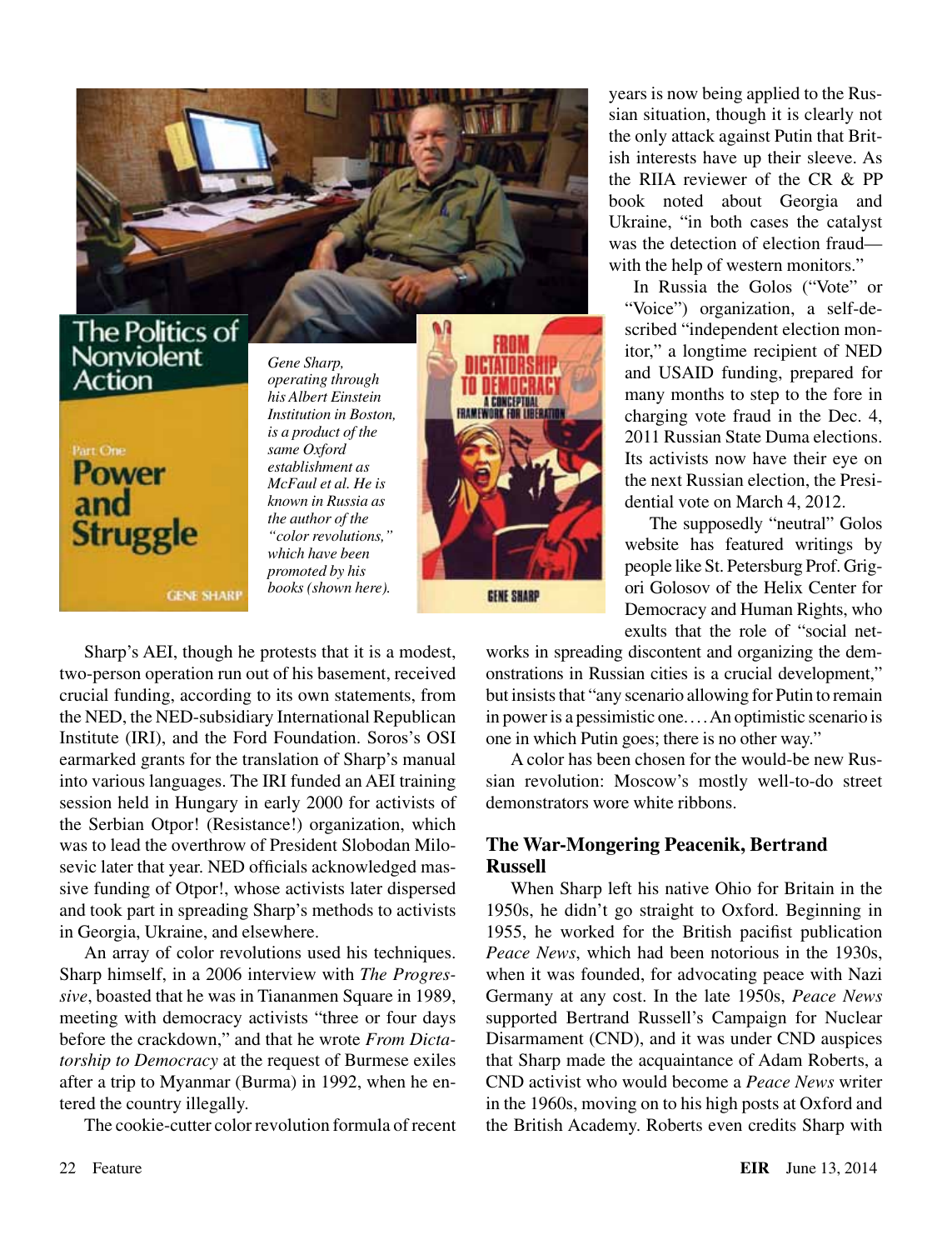*Gene Sharp, operating through his Albert Einstein Institution in Boston, is a product of the same Oxford establishment as McFaul et al. He is known in Russia as the author of the "color revolutions," which have been promoted by his books (shown here).*

Sharp's AEI, though he protests that it is a modest, two-person operation run out of his basement, received crucial funding, according to its own statements, from the NED, the NED-subsidiary International Republican Institute (IRI), and the Ford Foundation. Soros's OSI earmarked grants for the translation of Sharp's manual into various languages. The IRI funded an AEI training session held in Hungary in early 2000 for activists of the Serbian Otpor! (Resistance!) organization, which was to lead the overthrow of President Slobodan Milosevic later that year. NED officials acknowledged massive funding of Otpor!, whose activists later dispersed and took part in spreading Sharp's methods to activists in Georgia, Ukraine, and elsewhere.

An array of color revolutions used his techniques. Sharp himself, in a 2006 interview with *The Progressive*, boasted that he was in Tiananmen Square in 1989, meeting with democracy activists "three or four days before the crackdown," and that he wrote *From Dictatorship to Democracy* at the request of Burmese exiles after a trip to Myanmar (Burma) in 1992, when he entered the country illegally.

The cookie-cutter color revolution formula of recent years is now being applied to the Russian situation, though it is clearly not the only attack against Putin that British interests have up their sleeve. As the RIIA reviewer of the CR & PP book noted about Georgia and Ukraine, "in both cases the catalyst was the detection of election fraud—with the help of western monitors."

In Russia the Golos ("Vote" or "Voice") organization, a self-described "independent election monitor," a longtime recipient of NED and USAID funding, prepared for many months to step to the fore in charging vote fraud in the Dec. 4, 2011 Russian State Duma elections. Its activists now have their eye on the next Russian election, the Presidential vote on March 4, 2012.

The supposedly "neutral" Golos website has featured writings by people like St. Petersburg Prof. Grigori Golosov of the Helix Center for Democracy and Human Rights, who exults that the role of "social networks in spreading discontent and organizing the demonstrations in Russian cities is a crucial development," but insists that "any scenario allowing for Putin to remain in power is a pessimistic one. . . . An optimistic scenario is one in which Putin goes; there is no other way."

A color has been chosen for the would-be new Russian revolution: Moscow's mostly well-to-do street demonstrators wore white ribbons.

## The War-Mongering Peacenik, Bertrand Russell

When Sharp left his native Ohio for Britain in the 1950s, he didn't go straight to Oxford. Beginning in 1955, he worked for the British pacifist publication *Peace News*, which had been notorious in the 1930s, when it was founded, for advocating peace with Nazi Germany at any cost. In the late 1950s, *Peace News* supported Bertrand Russell's Campaign for Nuclear Disarmament (CND), and it was under CND auspices that Sharp made the acquaintance of Adam Roberts, a CND activist who would become a *Peace News* writer in the 1960s, moving on to his high posts at Oxford and the British Academy. Roberts even credits Sharp with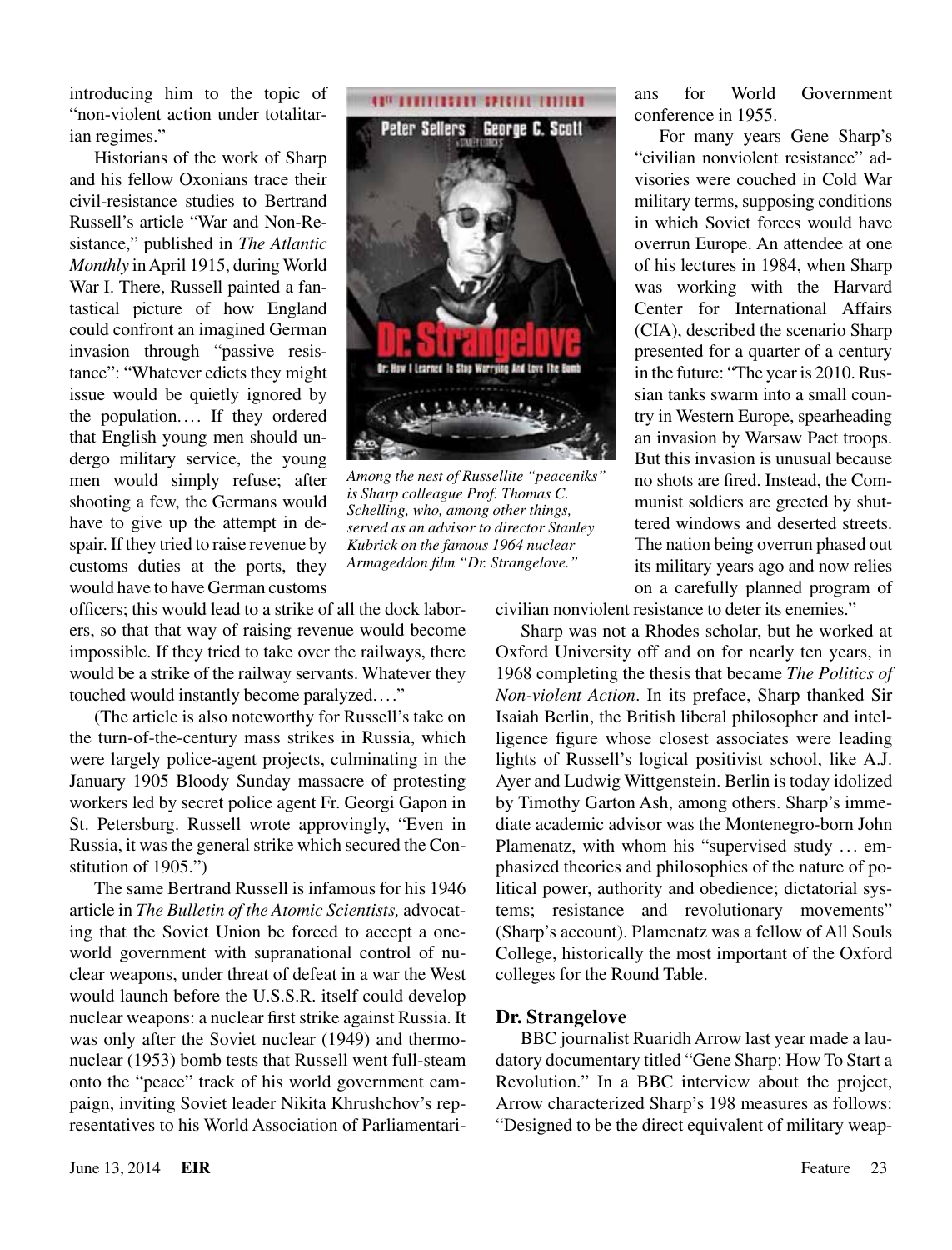introducing him to the topic of "non-violent action under totalitarian regimes."

Historians of the work of Sharp and his fellow Oxonians trace their civil-resistance studies to Bertrand Russell's article "War and Non-Resistance," published in *The Atlantic Monthly* in April 1915, during World War I. There, Russell painted a fantastical picture of how England could confront an imagined German invasion through "passive resistance": "Whatever edicts they might issue would be quietly ignored by the population.... If they ordered that English young men should undergo military service, the young men would simply refuse; after shooting a few, the Germans would have to give up the attempt in despair. If they tried to raise revenue by customs duties at the ports, they would have to have German customs officers; this would lead to a strike of all the dock laborers, so that that way of raising revenue would become impossible. If they tried to take over the railways, there would be a strike of the railway servants. Whatever they touched would instantly become paralyzed...."

(The article is also noteworthy for Russell's take on the turn-of-the-century mass strikes in Russia, which were largely police-agent projects, culminating in the January 1905 Bloody Sunday massacre of protesting workers led by secret police agent Fr. Georgi Gapon in St. Petersburg. Russell wrote approvingly, "Even in Russia, it was the general strike which secured the Constitution of 1905.")

The same Bertrand Russell is infamous for his 1946 article in *The Bulletin of the Atomic Scientists,* advocating that the Soviet Union be forced to accept a one-world government with supranational control of nuclear weapons, under threat of defeat in a war the West would launch before the U.S.S.R. itself could develop nuclear weapons: a nuclear first strike against Russia. It was only after the Soviet nuclear (1949) and thermonuclear (1953) bomb tests that Russell went full-steam onto the "peace" track of his world government campaign, inviting Soviet leader Nikita Khrushchov's representatives to his World Association of Parliamentarians for World Government conference in 1955.

*Among the nest of Russellite "peaceniks" is Sharp colleague Prof. Thomas C. Schelling, who, among other things, served as an advisor to director Stanley Kubrick on the famous 1964 nuclear Armageddon film "Dr. Strangelove."*

For many years Gene Sharp's "civilian nonviolent resistance" advisories were couched in Cold War military terms, supposing conditions in which Soviet forces would have overrun Europe. An attendee at one of his lectures in 1984, when Sharp was working with the Harvard Center for International Affairs (CIA), described the scenario Sharp presented for a quarter of a century in the future: "The year is 2010. Russian tanks swarm into a small country in Western Europe, spearheading an invasion by Warsaw Pact troops. But this invasion is unusual because no shots are fired. Instead, the Communist soldiers are greeted by shuttered windows and deserted streets. The nation being overrun phased out its military years ago and now relies on a carefully planned program of civilian nonviolent resistance to deter its enemies."

Sharp was not a Rhodes scholar, but he worked at Oxford University off and on for nearly ten years, in 1968 completing the thesis that became *The Politics of Non-violent Action*. In its preface, Sharp thanked Sir Isaiah Berlin, the British liberal philosopher and intelligence figure whose closest associates were leading lights of Russell's logical positivist school, like A.J. Ayer and Ludwig Wittgenstein. Berlin is today idolized by Timothy Garton Ash, among others. Sharp's immediate academic advisor was the Montenegro-born John Plamenatz, with whom his "supervised study ... emphasized theories and philosophies of the nature of political power, authority and obedience; dictatorial systems; resistance and revolutionary movements" (Sharp's account). Plamenatz was a fellow of All Souls College, historically the most important of the Oxford colleges for the Round Table.

## Dr. Strangelove

BBC journalist Ruaridh Arrow last year made a laudatory documentary titled "Gene Sharp: How To Start a Revolution." In a BBC interview about the project, Arrow characterized Sharp's 198 measures as follows: "Designed to be the direct equivalent of military weap-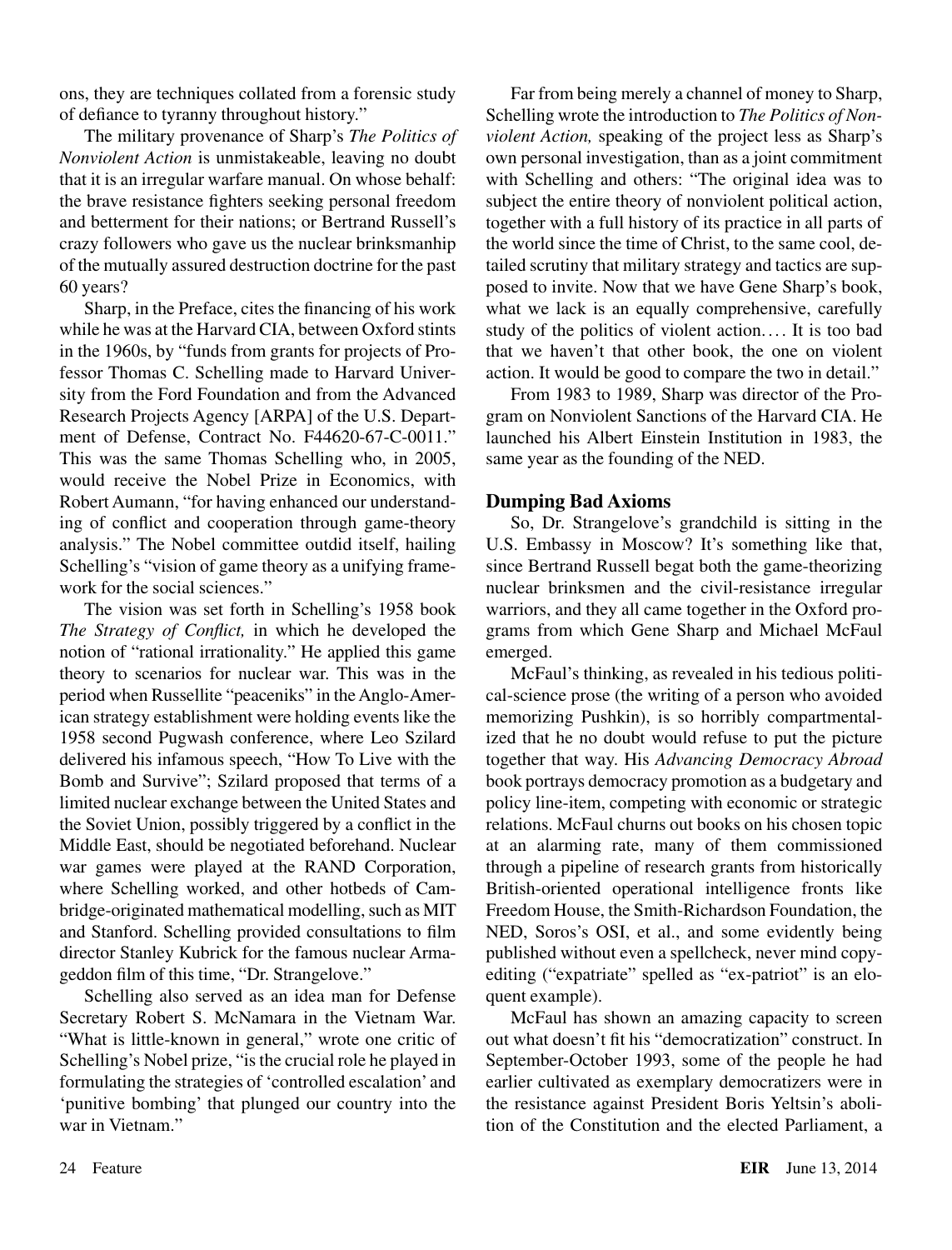ons, they are techniques collated from a forensic study of defiance to tyranny throughout history."

The military provenance of Sharp's *The Politics of Nonviolent Action* is unmistakeable, leaving no doubt that it is an irregular warfare manual. On whose behalf: the brave resistance fighters seeking personal freedom and betterment for their nations; or Bertrand Russell's crazy followers who gave us the nuclear brinksmanhip of the mutually assured destruction doctrine for the past 60 years?

Sharp, in the Preface, cites the financing of his work while he was at the Harvard CIA, between Oxford stints in the 1960s, by "funds from grants for projects of Professor Thomas C. Schelling made to Harvard University from the Ford Foundation and from the Advanced Research Projects Agency [ARPA] of the U.S. Department of Defense, Contract No. F44620-67-C-0011." This was the same Thomas Schelling who, in 2005, would receive the Nobel Prize in Economics, with Robert Aumann, "for having enhanced our understanding of conflict and cooperation through game-theory analysis." The Nobel committee outdid itself, hailing Schelling's "vision of game theory as a unifying framework for the social sciences."

The vision was set forth in Schelling's 1958 book *The Strategy of Conflict,* in which he developed the notion of "rational irrationality." He applied this game theory to scenarios for nuclear war. This was in the period when Russellite "peaceniks" in the Anglo-American strategy establishment were holding events like the 1958 second Pugwash conference, where Leo Szilard delivered his infamous speech, "How To Live with the Bomb and Survive"; Szilard proposed that terms of a limited nuclear exchange between the United States and the Soviet Union, possibly triggered by a conflict in the Middle East, should be negotiated beforehand. Nuclear war games were played at the RAND Corporation, where Schelling worked, and other hotbeds of Cambridge-originated mathematical modelling, such as MIT and Stanford. Schelling provided consultations to film director Stanley Kubrick for the famous nuclear Armageddon film of this time, "Dr. Strangelove."

Schelling also served as an idea man for Defense Secretary Robert S. McNamara in the Vietnam War. "What is little-known in general," wrote one critic of Schelling's Nobel prize, "is the crucial role he played in formulating the strategies of 'controlled escalation' and 'punitive bombing' that plunged our country into the war in Vietnam."

Far from being merely a channel of money to Sharp, Schelling wrote the introduction to *The Politics of Nonviolent Action,* speaking of the project less as Sharp's own personal investigation, than as a joint commitment with Schelling and others: "The original idea was to subject the entire theory of nonviolent political action, together with a full history of its practice in all parts of the world since the time of Christ, to the same cool, detailed scrutiny that military strategy and tactics are supposed to invite. Now that we have Gene Sharp's book, what we lack is an equally comprehensive, carefully study of the politics of violent action.... It is too bad that we haven't that other book, the one on violent action. It would be good to compare the two in detail."

From 1983 to 1989, Sharp was director of the Program on Nonviolent Sanctions of the Harvard CIA. He launched his Albert Einstein Institution in 1983, the same year as the founding of the NED.

## Dumping Bad Axioms

So, Dr. Strangelove's grandchild is sitting in the U.S. Embassy in Moscow? It's something like that, since Bertrand Russell begat both the game-theorizing nuclear brinksmen and the civil-resistance irregular warriors, and they all came together in the Oxford programs from which Gene Sharp and Michael McFaul emerged.

McFaul's thinking, as revealed in his tedious political-science prose (the writing of a person who avoided memorizing Pushkin), is so horribly compartmentalized that he no doubt would refuse to put the picture together that way. His *Advancing Democracy Abroad* book portrays democracy promotion as a budgetary and policy line-item, competing with economic or strategic relations. McFaul churns out books on his chosen topic at an alarming rate, many of them commissioned through a pipeline of research grants from historically British-oriented operational intelligence fronts like Freedom House, the Smith-Richardson Foundation, the NED, Soros's OSI, et al., and some evidently being published without even a spellcheck, never mind copy-editing ("expatriate" spelled as "ex-patriot" is an eloquent example).

McFaul has shown an amazing capacity to screen out what doesn't fit his "democratization" construct. In September-October 1993, some of the people he had earlier cultivated as exemplary democratizers were in the resistance against President Boris Yeltsin's abolition of the Constitution and the elected Parliament, a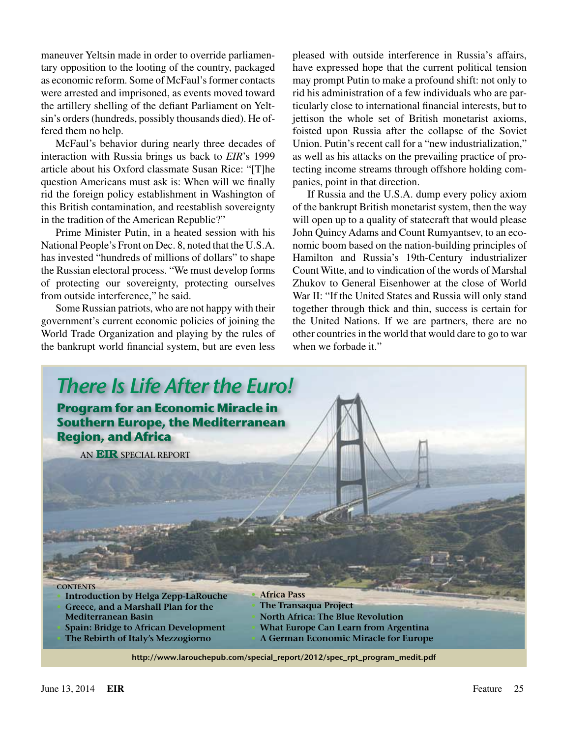maneuver Yeltsin made in order to override parliamentary opposition to the looting of the country, packaged as economic reform. Some of McFaul's former contacts were arrested and imprisoned, as events moved toward the artillery shelling of the defiant Parliament on Yeltsin's orders (hundreds, possibly thousands died). He offered them no help.

McFaul's behavior during nearly three decades of interaction with Russia brings us back to *EIR*'s 1999 article about his Oxford classmate Susan Rice: "[T]he question Americans must ask is: When will we finally rid the foreign policy establishment in Washington of this British contamination, and reestablish sovereignty in the tradition of the American Republic?"

Prime Minister Putin, in a heated session with his National People's Front on Dec. 8, noted that the U.S.A. has invested "hundreds of millions of dollars" to shape the Russian electoral process. "We must develop forms of protecting our sovereignty, protecting ourselves from outside interference," he said.

Some Russian patriots, who are not happy with their government's current economic policies of joining the World Trade Organization and playing by the rules of the bankrupt world financial system, but are even less pleased with outside interference in Russia's affairs, have expressed hope that the current political tension may prompt Putin to make a profound shift: not only to rid his administration of a few individuals who are particularly close to international financial interests, but to jettison the whole set of British monetarist axioms, foisted upon Russia after the collapse of the Soviet Union. Putin's recent call for a "new industrialization," as well as his attacks on the prevailing practice of protecting income streams through offshore holding companies, point in that direction.

If Russia and the U.S.A. dump every policy axiom of the bankrupt British monetarist system, then the way will open up to a quality of statecraft that would please John Quincy Adams and Count Rumyantsev, to an economic boom based on the nation-building principles of Hamilton and Russia's 19th-Century industrializer Count Witte, and to vindication of the words of Marshal Zhukov to General Eisenhower at the close of World War II: "If the United States and Russia will only stand together through thick and thin, success is certain for the United Nations. If we are partners, there are no other countries in the world that would dare to go to war when we forbade it."

## *There Is Life After the Euro!*

### Program for an Economic Miracle in Southern Europe, the Mediterranean Region, and Africa

AN **EIR** SPECIAL REPORT

CONTENTS

- Introduction by Helga Zepp-LaRouche
- Greece, and a Marshall Plan for the Mediterranean Basin
- Spain: Bridge to African Development
- The Rebirth of Italy's Mezzogiorno
- Africa Pass
- The Transaqua Project
- North Africa: The Blue Revolution
- What Europe Can Learn from Argentina
- A German Economic Miracle for Europe

http://www.larouchepub.com/special_report/2012/spec_rpt_program_medit.pdf